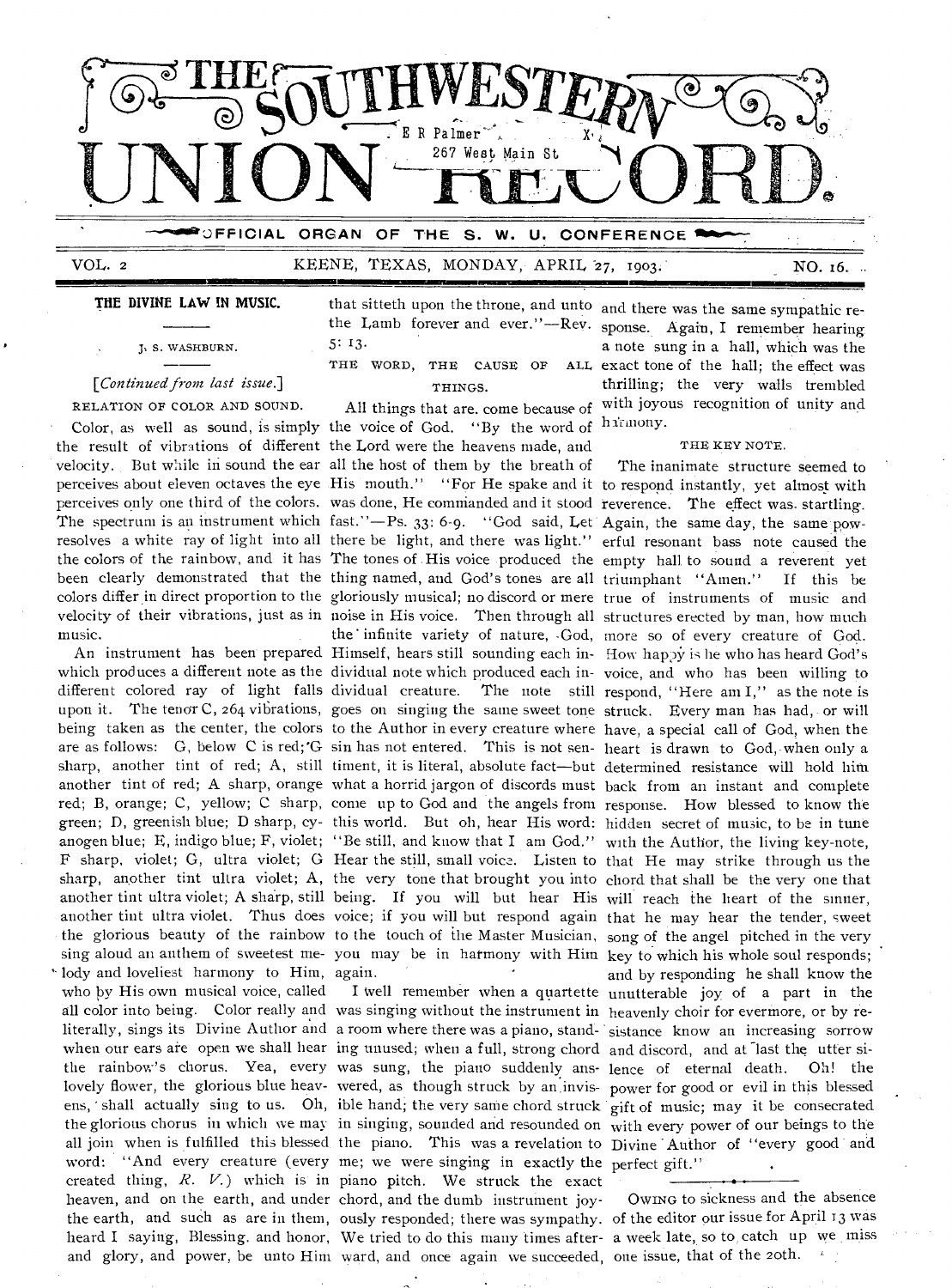# THE SOUTHWESTERN UNION RECORD.

E R Palmer X
267 West Main St

OFFICIAL ORGAN OF THE S. W. U. CONFERENCE

VOL. 2 KEENE, TEXAS, MONDAY, APRIL 27, 1903. NO. 16.

## THE DIVINE LAW IN MUSIC.

J. S. WASHBURN.

*[Continued from last issue.]*

### RELATION OF COLOR AND SOUND.

Color, as well as sound, is simply the result of vibrations of different velocity. But while in sound the ear perceives about eleven octaves the eye perceives only one third of the colors. The spectrum is an instrument which resolves a white ray of light into all the colors of the rainbow, and it has been clearly demonstrated that the colors differ in direct proportion to the velocity of their vibrations, just as in music.

An instrument has been prepared which produces a different note as the different colored ray of light falls upon it. The tenor C, 264 vibrations, being taken as the center, the colors are as follows: G, below C is red; G sharp, another tint of red; A, still another tint of red; A sharp, orange red; B, orange; C, yellow; C sharp, green; D, greenish blue; D sharp, cyanogen blue; E, indigo blue; F, violet; F sharp, violet; G, ultra violet; G sharp, another tint ultra violet; A, another tint ultra violet; A sharp, still another tint ultra violet. Thus does the glorious beauty of the rainbow sing aloud an anthem of sweetest melody and loveliest harmony to Him, who by His own musical voice, called all color into being. Color really and literally, sings its Divine Author and when our ears are open we shall hear the rainbow's chorus. Yea, every lovely flower, the glorious blue heavens, shall actually sing to us. Oh, the glorious chorus in which we may all join when is fulfilled this blessed word: "And every creature (every created thing, *R. V.*) which is in heaven, and on the earth, and under the earth, and such as are in them, heard I saying, Blessing, and honor, and glory, and power, be unto Him that sitteth upon the throne, and unto the Lamb forever and ever."—Rev. 5: 13.

### THE WORD, THE CAUSE OF ALL THINGS.

All things that are, come because of the voice of God. "By the word of the Lord were the heavens made, and all the host of them by the breath of His mouth." "For He spake and it was done, He commanded and it stood fast."—Ps. 33: 6-9. "God said, Let there be light, and there was light." The tones of His voice produced the thing named, and God's tones are all gloriously musical; no discord or mere noise in His voice. Then through all the infinite variety of nature, God, Himself, hears still sounding each individual note which produced each individual creature. The note still goes on singing the same sweet tone to the Author in every creature where sin has not entered. This is not sentiment, it is literal, absolute fact—but what a horrid jargon of discords must come up to God and the angels from this world. But oh, hear His word: "Be still, and know that I am God." Hear the still, small voice. Listen to the very tone that brought you into being. If you will but hear His voice; if you will but respond again to the touch of the Master Musician, you may be in harmony with Him again.

I well remember when a quartette was singing without the instrument in a room where there was a piano, standing unused; when a full, strong chord was sung, the piano suddenly answered, as though struck by an invisible hand; the very same chord struck in singing, sounded and resounded on the piano. This was a revelation to me; we were singing in exactly the piano pitch. We struck the exact chord, and the dumb instrument joyously responded; there was sympathy. We tried to do this many times afterward, and once again we succeeded, and there was the same sympathic response. Again, I remember hearing a note sung in a hall, which was the exact tone of the hall; the effect was thrilling; the very walls trembled with joyous recognition of unity and harmony.

### THE KEY NOTE.

The inanimate structure seemed to respond instantly, yet almost with reverence. The effect was startling. Again, the same day, the same powerful resonant bass note caused the empty hall to sound a reverent yet triumphant "Amen." If this be true of instruments of music and structures erected by man, how much more so of every creature of God. How happy is he who has heard God's voice, and who has been willing to respond, "Here am I," as the note is struck. Every man has had, or will have, a special call of God, when the heart is drawn to God, when only a determined resistance will hold him back from an instant and complete response. How blessed to know the hidden secret of music, to be in tune with the Author, the living key-note, that He may strike through us the chord that shall be the very one that will reach the heart of the sinner, that he may hear the tender, sweet song of the angel pitched in the very key to which his whole soul responds; and by responding he shall know the unutterable joy of a part in the heavenly choir for evermore, or by resistance know an increasing sorrow and discord, and at last the utter silence of eternal death. Oh! the power for good or evil in this blessed gift of music; may it be consecrated with every power of our beings to the Divine Author of "every good and perfect gift."

---

OWING to sickness and the absence of the editor our issue for April 13 was a week late, so to catch up we miss one issue, that of the 20th.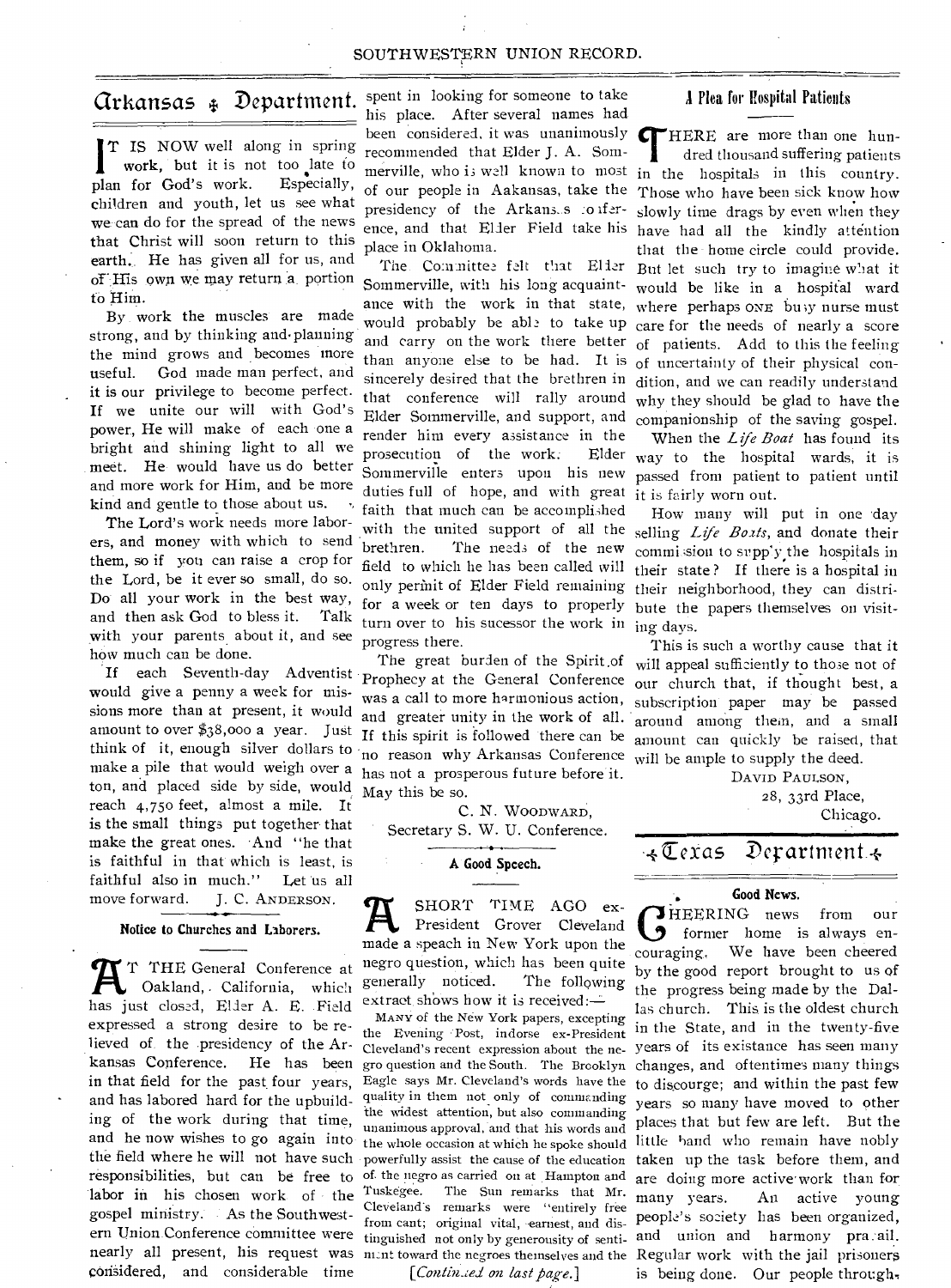# Arkansas Department.

IT IS NOW well along in spring work, but it is not too late to plan for God's work. Especially, children and youth, let us see what we can do for the spread of the news that Christ will soon return to this earth. He has given all for us, and of His own we may return a portion to Him.

By work the muscles are made strong, and by thinking and planning the mind grows and becomes more useful. God made man perfect, and it is our privilege to become perfect. If we unite our will with God's power, He will make of each one a bright and shining light to all we meet. He would have us do better and more work for Him, and be more kind and gentle to those about us.

The Lord's work needs more laborers, and money with which to send them, so if you can raise a crop for the Lord, be it ever so small, do so. Do all your work in the best way, and then ask God to bless it. Talk with your parents about it, and see how much can be done.

If each Seventh-day Adventist would give a penny a week for missions more than at present, it would amount to over $38,000 a year. Just think of it, enough silver dollars to make a pile that would weigh over a ton, and placed side by side, would reach 4,750 feet, almost a mile. It is the small things put together that make the great ones. And "he that is faithful in that which is least, is faithful also in much." Let us all move forward.

J. C. ANDERSON.

### Notice to Churches and Laborers.

AT THE General Conference at Oakland, California, which has just closed, Elder A. E. Field expressed a strong desire to be relieved of the presidency of the Arkansas Conference. He has been in that field for the past four years, and has labored hard for the upbuilding of the work during that time, and he now wishes to go again into the field where he will not have such responsibilities, but can be free to labor in his chosen work of the gospel ministry. As the Southwestern Union Conference committee were nearly all present, his request was considered, and considerable time spent in looking for someone to take his place. After several names had been considered, it was unanimously recommended that Elder J. A. Sommerville, who is well known to most of our people in Aakansas, take the presidency of the Arkansas Conference, and that Elder Field take his place in Oklahoma.

The Committee felt that Elder Sommerville, with his long acquaintance with the work in that state, would probably be able to take up and carry on the work there better than anyone else to be had. It is sincerely desired that the brethren in that conference will rally around Elder Sommerville, and support, and render him every assistance in the prosecution of the work. Elder Sommerville enters upon his new duties full of hope, and with great faith that much can be accomplished with the united support of all the brethren. The needs of the new field to which he has been called will only permit of Elder Field remaining for a week or ten days to properly turn over to his sucessor the work in progress there.

The great burden of the Spirit of Prophecy at the General Conference was a call to more harmonious action, and greater unity in the work of all. If this spirit is followed there can be no reason why Arkansas Conference has not a prosperous future before it. May this be so.

C. N. WOODWARD,
Secretary S. W. U. Conference.

### A Good Speech.

A SHORT TIME AGO ex-President Grover Cleveland made a speach in New York upon the negro question, which has been quite generally noticed. The following extract shows how it is received:—

MANY of the New York papers, excepting the Evening Post, indorse ex-President Cleveland's recent expression about the negro question and the South. The Brooklyn Eagle says Mr. Cleveland's words have the quality in them not only of commanding the widest attention, but also commanding unanimous approval, and that his words and the whole occasion at which he spoke should powerfully assist the cause of the education of the negro as carried on at Hampton and Tuskegee. The Sun remarks that Mr. Cleveland's remarks were "entirely free from cant; original vital, earnest, and distinguished not only by generousity of sentiment toward the negroes themselves and the

[*Continued on last page.*]

### A Plea for Hospital Patients

THERE are more than one hundred thousand suffering patients in the hospitals in this country. Those who have been sick know how slowly time drags by even when they have had all the kindly attention that the home circle could provide. But let such try to imagine what it would be like in a hospital ward where perhaps ONE busy nurse must care for the needs of nearly a score of patients. Add to this the feeling of uncertainty of their physical condition, and we can readily understand why they should be glad to have the companionship of the saving gospel.

When the *Life Boat* has found its way to the hospital wards, it is passed from patient to patient until it is fairly worn out.

How many will put in one day selling *Life Boats*, and donate their commission to supply the hospitals in their state? If there is a hospital in their neighborhood, they can distribute the papers themselves on visiting days.

This is such a worthy cause that it will appeal sufficiently to those not of our church that, if thought best, a subscription paper may be passed around among them, and a small amount can quickly be raised, that will be ample to supply the deed.

DAVID PAULSON,
28, 33rd Place,
Chicago.

# Texas Department.

### Good News.

CHEERING news from our former home is always encouraging. We have been cheered by the good report brought to us of the progress being made by the Dallas church. This is the oldest church in the State, and in the twenty-five years of its existance has seen many changes, and oftentimes many things to discourge; and within the past few years so many have moved to other places that but few are left. But the little band who remain have nobly taken up the task before them, and are doing more active work than for many years. An active young people's society has been organized, and union and harmony prevail. Regular work with the jail prisoners is being done. Our people through-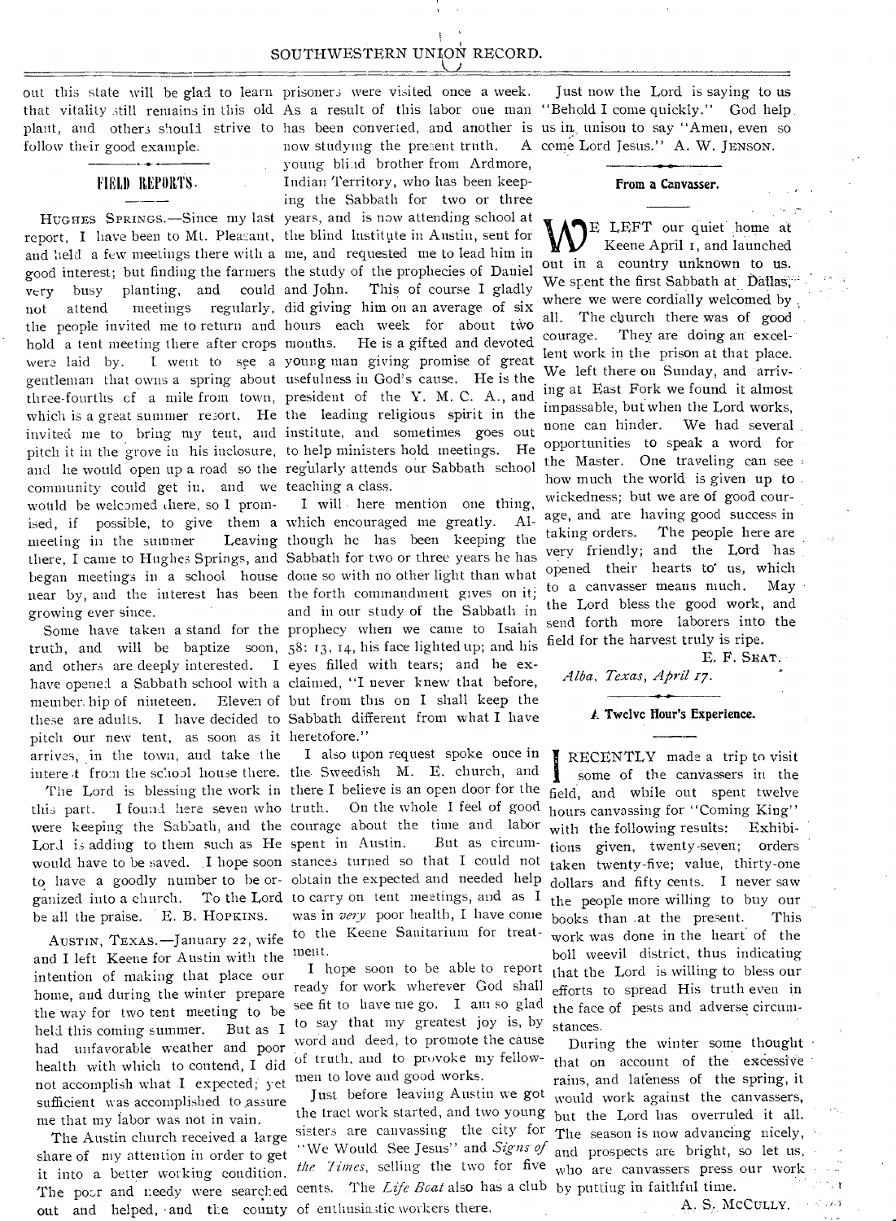out this state will be glad to learn that vitality still remains in this old plant, and others should strive to follow their good example.

## FIELD REPORTS.

HUGHES SPRINGS.—Since my last report, I have been to Mt. Pleasant, and held a few meetings there with a good interest; but finding the farmers very busy planting, and could not attend meetings regularly, the people invited me to return and hold a tent meeting there after crops were laid by. I went to see a gentleman that owns a spring about three-fourths of a mile from town, which is a great summer resort. He invited me to bring my tent, and pitch it in the grove in his inclosure, and he would open up a road so the community could get in, and we would be welcomed there, so I promised, if possible, to give them a meeting in the summer. Leaving there, I came to Hughes Springs, and began meetings in a school house near by, and the interest has been growing ever since.

Some have taken a stand for the truth, and will be baptize soon, and others are deeply interested. I have opened a Sabbath school with a membership of nineteen. Eleven of these are adults. I have decided to pitch our new tent, as soon as it arrives, in the town, and take the interest from the school house there.

The Lord is blessing the work in this part. I found here seven who were keeping the Sabbath, and the Lord is adding to them such as He would have to be saved. I hope soon to have a goodly number to be organized into a church. To the Lord be all the praise. E. B. HOPKINS.

AUSTIN, TEXAS.—January 22, wife and I left Keene for Austin with the intention of making that place our home, and during the winter prepare the way for two tent meeting to be held this coming summer. But as I had unfavorable weather and poor health with which to contend, I did not accomplish what I expected; yet sufficient was accomplished to assure me that my labor was not in vain.

The Austin church received a large share of my attention in order to get it into a better working condition. The poor and needy were searched out and helped, and the county prisoners were visited once a week. As a result of this labor one man has been converted, and another is now studying the present truth. A young blind brother from Ardmore, Indian Territory, who has been keeping the Sabbath for two or three years, and is now attending school at the blind Institute in Austin, sent for me, and requested me to lead him in the study of the prophecies of Daniel and John. This of course I gladly did giving him on an average of six hours each week for about two months. He is a gifted and devoted young man giving promise of great usefulness in God's cause. He is the president of the Y. M. C. A., and the leading religious spirit in the institute, and sometimes goes out to help ministers hold meetings. He regularly attends our Sabbath school teaching a class.

I will here mention one thing, which encouraged me greatly. Although he has been keeping the Sabbath for two or three years he has done so with no other light than what the forth commandment gives on it; and in our study of the Sabbath in prophecy when we came to Isaiah 58: 13, 14, his face lighted up; and his eyes filled with tears; and he exclaimed, "I never knew that before, but from this on I shall keep the Sabbath different from what I have heretofore."

I also upon request spoke once in the Sweedish M. E. church, and there I believe is an open door for the truth. On the whole I feel of good courage about the time and labor spent in Austin. But as circumstances turned so that I could not obtain the expected and needed help to carry on tent meetings, and as I was in *very* poor health, I have come to the Keene Sanitarium for treatment.

I hope soon to be able to report ready for work wherever God shall see fit to have me go. I am so glad to say that my greatest joy is, by word and deed, to promote the cause of truth, and to provoke my fellowmen to love and good works.

Just before leaving Austin we got the tract work started, and two young sisters are canvassing the city for "We Would See Jesus" and *Signs of the Times*, selling the two for five cents. The *Life Boat* also has a club of enthusiastic workers there.

Just now the Lord is saying to us "Behold I come quickly." God help us in unison to say "Amen, even so come Lord Jesus." A. W. JENSON.

### From a Canvasser.

WE LEFT our quiet home at Keene April 1, and launched out in a country unknown to us. We spent the first Sabbath at Dallas, where we were cordially welcomed by all. The church there was of good courage. They are doing an excellent work in the prison at that place. We left there on Sunday, and arriving at East Fork we found it almost impassable, but when the Lord works, none can hinder. We had several opportunities to speak a word for the Master. One traveling can see how much the world is given up to wickedness; but we are of good courage, and are having good success in taking orders. The people here are very friendly; and the Lord has opened their hearts to us, which to a canvasser means much. May the Lord bless the good work, and send forth more laborers into the field for the harvest truly is ripe.

E. F. SEAT.

*Alba, Texas, April 17.*

### A Twelve Hour's Experience.

I RECENTLY made a trip to visit some of the canvassers in the field, and while out spent twelve hours canvassing for "Coming King" with the following results: Exhibitions given, twenty-seven; orders taken twenty-five; value, thirty-one dollars and fifty cents. I never saw the people more willing to buy our books than at the present. This work was done in the heart of the boll weevil district, thus indicating that the Lord is willing to bless our efforts to spread His truth even in the face of pests and adverse circumstances.

During the winter some thought that on account of the excessive rains, and lateness of the spring, it would work against the canvassers, but the Lord has overruled it all. The season is now advancing nicely, and prospects are bright, so let us, who are canvassers press our work by putting in faithful time.

A. S. MCCULLY.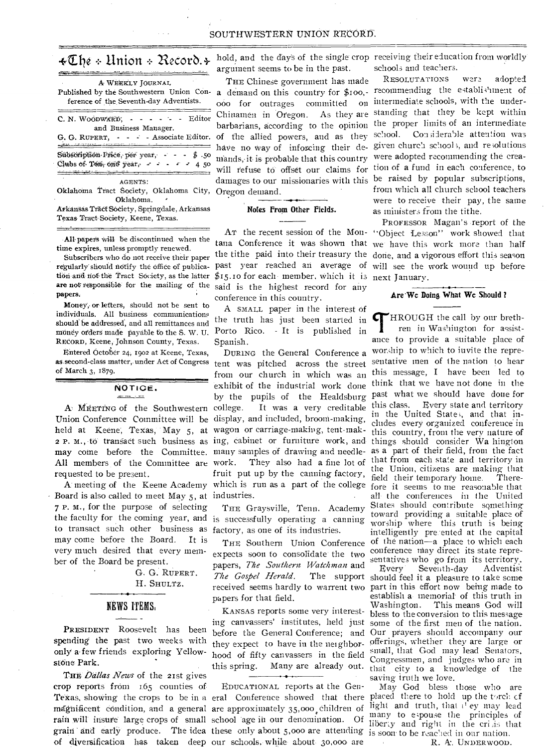# The Union Record.

A WEEKLY JOURNAL

Published by the Southwestern Union Conference of the Seventh-day Adventists.

C. N. WOODWARD, - - - - - - Editor and Business Manager.

G. G. RUPERT, - - - - Associate Editor.

Subscription Price, per year, - - - $ .50

Clubs of Ten, one year, - - - - - 4 50

AGENTS:

Oklahoma Tract Society, Oklahoma City, Oklahoma.

Arkansas Tract Society, Springdale, Arkansas

Texas Tract Society, Keene, Texas.

All papers will be discontinued when the time expires, unless promptly renewed.

Subscribers who do not receive their paper regularly should notify the office of publication and not the Tract Society, as the latter are not responsible for the mailing of the papers.

Money, or letters, should not be sent to individuals. All business communications should be addressed, and all remittances and money orders made payable to the S. W. U. RECORD, Keene, Johnson County, Texas.

Entered October 24, 1902 at Keene, Texas, as second-class matter, under Act of Congress of March 3, 1879.

## NOTICE.

A MEETING of the Southwestern Union Conference Committee will be held at Keene, Texas, May 5, at 2 P. M., to transact such business as may come before the Committee. All members of the Committee are requested to be present.

A meeting of the Keene Academy Board is also called to meet May 5, at 7 P. M., for the purpose of selecting the faculty for the coming year, and to transact such other business as may come before the Board. It is very much desired that every member of the Board be present.

G. G. RUPERT.
H. SHULTZ.

## NEWS ITEMS.

PRESIDENT Roosevelt has been spending the past two weeks with only a few friends exploring Yellowstone Park.

THE *Dallas News* of the 21st gives crop reports from 165 counties of Texas, showing the crops to be in a magnificent condition, and a general rain will insure large crops of small grain and early produce. The idea of diversification has taken deep hold, and the days of the single crop argument seems to be in the past.

THE Chinese government has made a demand on this country for $100,000 for outrages committed on Chinamen in Oregon. As they are barbarians, according to the opinion of the allied powers, and as they have no way of inforcing their demands, it is probable that this country will refuse to offset our claims for damages to our missionaries with this Oregon demand.

## Notes From Other Fields.

AT the recent session of the Montana Conference it was shown that the tithe paid into their treasury the past year reached an average of $15.10 for each member, which it is said is the highest record for any conference in this country.

A SMALL paper in the interest of the truth has just been started in Porto Rico. It is published in Spanish.

DURING the General Conference a tent was pitched across the street from our church in which was an exhibit of the industrial work done by the pupils of the Healdsburg college. It was a very creditable display, and included, broom-making, wagon or carriage-making, tent-making, cabinet or furniture work, and many samples of drawing and needle-work. They also had a fine lot of fruit put up by the canning factory, which is run as a part of the college industries.

THE Graysville, Tenn. Academy is successfully operating a canning factory, as one of its industries.

THE Southern Union Conference expects soon to consolidate the two papers, *The Southern Watchman* and *The Gospel Herald*. The support received seems hardly to warrent two papers for that field.

KANSAS reports some very interesting canvassers' institutes, held just before the General Conference; and they expect to have in the neighborhood of fifty canvassers in the field this spring. Many are already out.

EDUCATIONAL reports at the General Conference showed that there are approximately 35,000 children of school age in our denomination. Of these only about 5,000 are attending our schools, while about 30,000 are receiving their education from worldly schools and teachers.

RESOLUTATIONS were adopted recommending the establishment of intermediate schools, with the understanding that they be kept within the proper limits of an intermediate school. Considerable attention was given church schools, and resolutions were adopted recommending the creation of a fund in each conference, to be raised by popular subscriptions, from which all church school teachers were to receive their pay, the same as ministers from the tithe.

PROFESSOR Magan's report of the "Object Lesson" work showed that we have this work more than half done, and a vigorous effort this season will see the work wound up before next January.

## Are We Doing What We Should?

THROUGH the call by our brethren in Washington for assistance to provide a suitable place of worship to which to invite the representative men of the nation to hear this message, I have been led to think that we have not done in the past what we should have done for this class. Every state and territory in the United States, and that includes every organized conference in this country, from the very nature of things should consider Washington as a part of their field, from the fact that from each state and territory in the Union, citizens are making that field their temporary home. Therefore it seems to me reasonable that all the conferences in the United States should contribute something toward providing a suitable place of worship where this truth is being intelligently presented at the capital of the nation—a place to which each conference may direct its state representatives who go from its territory.

Every Seventh-day Adventist should feel it a pleasure to take some part in this effort now being made to establish a memorial of this truth in Washington. This means God will bless to the conversion to this message some of the first men of the nation. Our prayers should accompany our offerings, whether they are large or small, that God may lead Senators, Congressmen, and judges who are in that city to a knowledge of the saving truth we love.

May God bless those who are placed there to hold up the torch of light and truth, that they may lead many to espouse the principles of liberty and right in the crisis that is soon to be reached in our nation.

R. A. UNDERWOOD.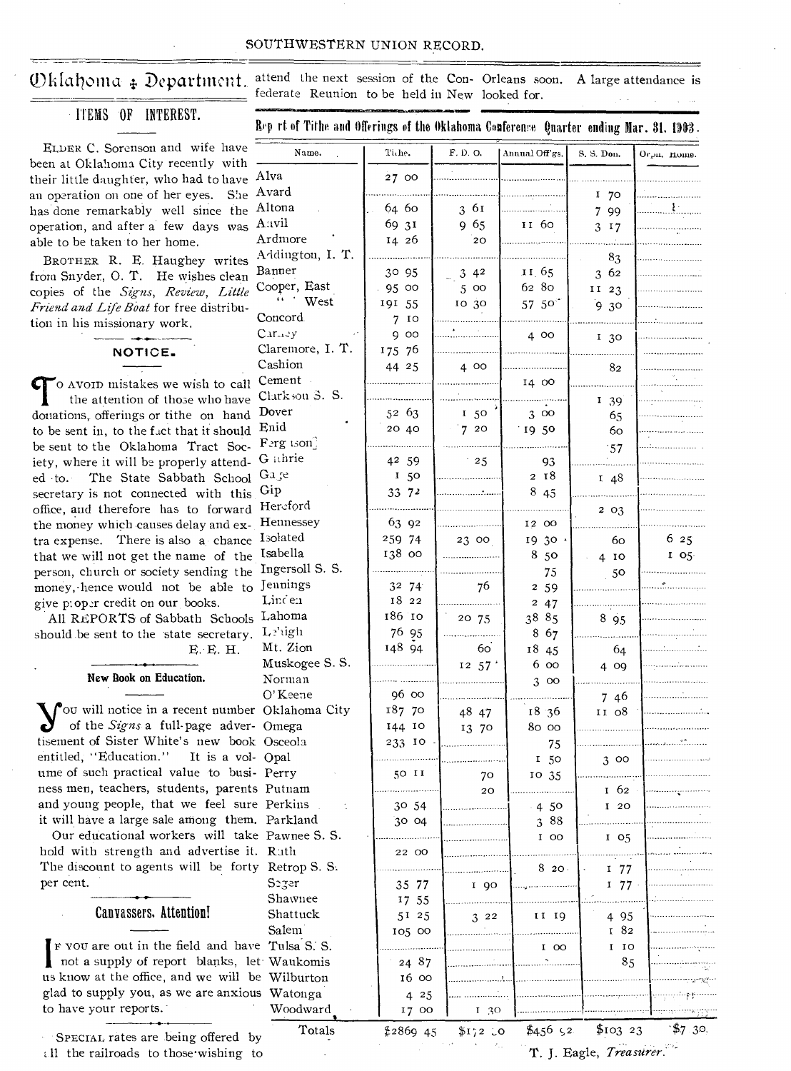# Oklahoma ‡ Department.

## ITEMS OF INTEREST.

ELDER C. Sorenson and wife have been at Oklahoma City recently with their little daughter, who had to have an operation on one of her eyes. She has done remarkably well since the operation, and after a few days was able to be taken to her home.

BROTHER R. E. Haughey writes from Snyder, O. T. He wishes clean copies of the *Signs*, *Review*, *Little Friend and Life Boat* for free distribution in his missionary work.

### NOTICE.

TO AVOID mistakes we wish to call the attention of those who have donations, offerings or tithe on hand to be sent in, to the fact that it should be sent to the Oklahoma Tract Society, where it will be properly attended to. The State Sabbath School secretary is not connected with this office, and therefore has to forward the money which causes delay and extra expense. There is also a chance that we will not get the name of the person, church or society sending the money, hence would not be able to give proper credit on our books.

All REPORTS of Sabbath Schools should be sent to the state secretary.

E. E. H.

### New Book on Education.

YOU will notice in a recent number of the *Signs* a full-page advertisement of Sister White's new book entitled, "Education." It is a volume of such practical value to business men, teachers, students, parents and young people, that we feel sure it will have a large sale among them. Our educational workers will take hold with strength and advertise it. The discount to agents will be forty per cent.

### Canvassers, Attention!

IF YOU are out in the field and have not a supply of report blanks, let us know at the office, and we will be glad to supply you, as we are anxious to have your reports.

SPECIAL rates are being offered by all the railroads to those wishing to attend the next session of the Confederate Reunion to be held in New Orleans soon. A large attendance is looked for.

### Report of Tithe and Offerings of the Oklahoma Conference Quarter ending Mar. 31, 1903.

| Name. | Tithe. | F. D. O. | Annual Off'gs. | S. S. Don. | Orph. Home. |
|---|---|---|---|---|---|
| Alva | 27 00 | | | | |
| Avard | | | | 1 70 | |
| Altona | 64 60 | 3 61 | | 7 99 | |
| Anvil | 69 31 | 9 65 | 11 60 | 3 17 | |
| Ardmore | 14 26 | 20 | | | |
| Addington, I. T. | | | | 83 | |
| Banner | 30 95 | 3 42 | 11 65 | 3 62 | |
| Cooper, East | 95 00 | 5 00 | 62 80 | 11 23 | |
| " West | 191 55 | 10 30 | 57 50 | 9 30 | |
| Concord | 7 10 | | | | |
| Carney | 9 00 | | 4 00 | 1 30 | |
| Claremore, I. T. | 175 76 | | | | |
| Cashion | 44 25 | 4 00 | | 82 | |
| Cement | | | 14 00 | | |
| Clarkson S. S. | | | | 1 39 | |
| Dover | 52 63 | 1 50 | 3 00 | 65 | |
| Enid | 20 40 | 7 20 | 19 50 | 60 | |
| Ferguson | | | | 57 | |
| Guthrie | 42 59 | 25 | 93 | | |
| Gage | 1 50 | | 2 18 | 1 48 | |
| Gip | 33 72 | | 8 45 | | |
| Hereford | | | | 2 03 | |
| Hennessey | 63 92 | | 12 00 | | |
| Isolated | 259 74 | 23 00 | 19 30 | 60 | 6 25 |
| Isabella | 138 00 | | 8 50 | 4 10 | 1 05 |
| Ingersoll S. S. | | | 75 | 50 | |
| Jennings | 32 74 | 76 | 2 59 | | |
| Lincoln | 18 22 | | 2 47 | | |
| Lahoma | 186 10 | 20 75 | 38 85 | 8 95 | |
| Lehigh | 76 95 | | 8 67 | | |
| Mt. Zion | 148 94 | 60 | 18 45 | 64 | |
| Muskogee S. S. | | 12 57 | 6 00 | 4 09 | |
| Norman | | | 3 00 | | |
| O'Keene | 96 00 | | | 7 46 | |
| Oklahoma City | 187 70 | 48 47 | 18 36 | 11 08 | |
| Omega | 144 10 | 13 70 | 80 00 | | |
| Osceola | 233 10 | | 75 | | |
| Opal | | | 1 50 | 3 00 | |
| Perry | 50 11 | 70 | 10 35 | | |
| Putnam | | 20 | | 1 62 | |
| Perkins | 30 54 | | 4 50 | 1 20 | |
| Parkland | 30 04 | | 3 88 | | |
| Pawnee S. S. | | | 1 00 | 1 05 | |
| Ruth | 22 00 | | | | |
| Retrop S. S. | | | 8 20 | 1 77 | |
| Seger | 35 77 | 1 90 | | 1 77 | |
| Shawnee | 17 55 | | | | |
| Shattuck | 51 25 | 3 22 | 11 19 | 4 95 | |
| Salem | 105 00 | | | 1 82 | |
| Tulsa S. S. | | | 1 00 | 1 10 | |
| Waukomis | 24 87 | | | 85 | |
| Wilburton | 16 00 | | | | |
| Watonga | 4 25 | | | | |
| Woodward | 17 00 | 1 30 | | | |
| Totals | $2869 45 | $172 10 | $456 52 | $103 23 | $7 30 |

T. J. Eagle, *Treasurer.*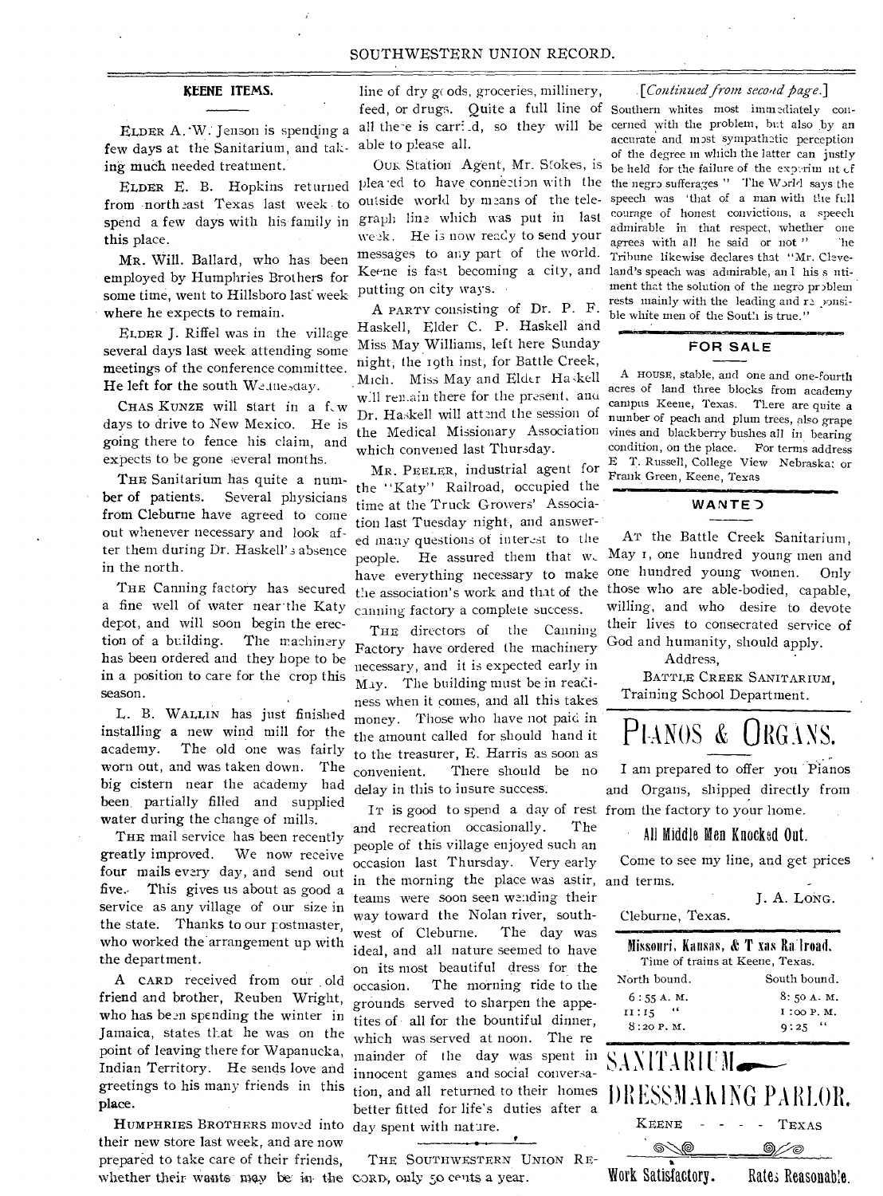## KEENE ITEMS.

ELDER A. W. Jenson is spending a few days at the Sanitarium, and taking much needed treatment.

ELDER E. B. Hopkins returned from northeast Texas last week to spend a few days with his family in this place.

MR. Will. Ballard, who has been employed by Humphries Brothers for some time, went to Hillsboro last week where he expects to remain.

ELDER J. Riffel was in the village several days last week attending some meetings of the conference committee. He left for the south Wednesday.

CHAS KUNZE will start in a few days to drive to New Mexico. He is going there to fence his claim, and expects to be gone several months.

THE Sanitarium has quite a number of patients. Several physicians from Cleburne have agreed to come out whenever necessary and look after them during Dr. Haskell's absence in the north.

THE Canning factory has secured a fine well of water near the Katy depot, and will soon begin the erection of a building. The machinery has been ordered and they hope to be in a position to care for the crop this season.

L. B. WALLIN has just finished installing a new wind mill for the academy. The old one was fairly worn out, and was taken down. The big cistern near the academy had been partially filled and supplied water during the change of mills.

THE mail service has been recently greatly improved. We now receive four mails every day, and send out five. This gives us about as good a service as any village of our size in the state. Thanks to our postmaster, who worked the arrangement up with the department.

A CARD received from our old friend and brother, Reuben Wright, who has been spending the winter in Jamaica, states that he was on the point of leaving there for Wapanucka, Indian Territory. He sends love and greetings to his many friends in this place.

HUMPHRIES BROTHERS moved into their new store last week, and are now prepared to take care of their friends, whether their wants may be in the line of dry goods, groceries, millinery, feed, or drugs. Quite a full line of all there is carried, so they will be able to please all.

OUR Station Agent, Mr. Stokes, is pleased to have connection with the outside world by means of the telegraph line which was put in last week. He is now ready to send your messages to any part of the world. Keene is fast becoming a city, and putting on city ways.

A PARTY consisting of Dr. P. F. Haskell, Elder C. P. Haskell and Miss May Williams, left here Sunday night, the 19th inst, for Battle Creek, Mich. Miss May and Elder Haskell will remain there for the present, and Dr. Haskell will attend the session of the Medical Missionary Association which convened last Thursday.

MR. PEELER, industrial agent for the "Katy" Railroad, occupied the time at the Truck Growers' Association last Tuesday night, and answered many questions of interest to the people. He assured them that we have everything necessary to make the association's work and that of the canning factory a complete success.

THE directors of the Canning Factory have ordered the machinery necessary, and it is expected early in May. The building must be in readiness when it comes, and all this takes money. Those who have not paid in the amount called for should hand it to the treasurer, E. Harris as soon as convenient. There should be no delay in this to insure success.

IT is good to spend a day of rest and recreation occasionally. The people of this village enjoyed such an occasion last Thursday. Very early in the morning the place was astir, teams were soon seen wending their way toward the Nolan river, southwest of Cleburne. The day was ideal, and all nature seemed to have on its most beautiful dress for the occasion. The morning ride to the grounds served to sharpen the appetites of all for the bountiful dinner, which was served at noon. The remainder of the day was spent in innocent games and social conversation, and all returned to their homes better fitted for life's duties after a day spent with nature.

THE SOUTHWESTERN UNION RECORD, only 50 cents a year.

*[Continued from second page.]*

Southern whites most immediately concerned with the problem, but also by an accurate and most sympathetic perception of the degree in which the latter can justly be held for the failure of the experiment of the negro sufferages " The World says the speech was 'that of a man with the full courage of honest convictions, a speech admirable in that respect, whether one agrees with all he said or not " The Tribune likewise declares that "Mr. Cleveland's speach was admirable, and his sentiment that the solution of the negro problem rests mainly with the leading and responsible white men of the South is true."

### FOR SALE

A HOUSE, stable, and one and one-fourth acres of land three blocks from academy campus Keene, Texas. There are quite a number of peach and plum trees, also grape vines and blackberry bushes all in bearing condition, on the place. For terms address E T. Russell, College View Nebraska; or Frank Green, Keene, Texas

### WANTED

AT the Battle Creek Sanitarium, May 1, one hundred young men and one hundred young women. Only those who are able-bodied, capable, willing, and who desire to devote their lives to consecrated service of God and humanity, should apply.

Address,

BATTLE CREEK SANITARIUM,
Training School Department.

## PIANOS & ORGANS.

I am prepared to offer you Pianos and Organs, shipped directly from the factory to your home.

**All Middle Men Knocked Out.**

Come to see my line, and get prices and terms.

J. A. LONG.

Cleburne, Texas.

**Missouri, Kansas, & Texas Railroad.**

Time of trains at Keene, Texas.

| North bound. | South bound. |
|---|---|
| 6:55 A. M. | 8:50 A. M. |
| 11:15 " | 1:00 P. M. |
| 8:20 P. M. | 9:25 " |

## SANITARIUM DRESSMAKING PARLOR.

KEENE - - - - TEXAS

**Work Satisfactory. Rates Reasonable.**